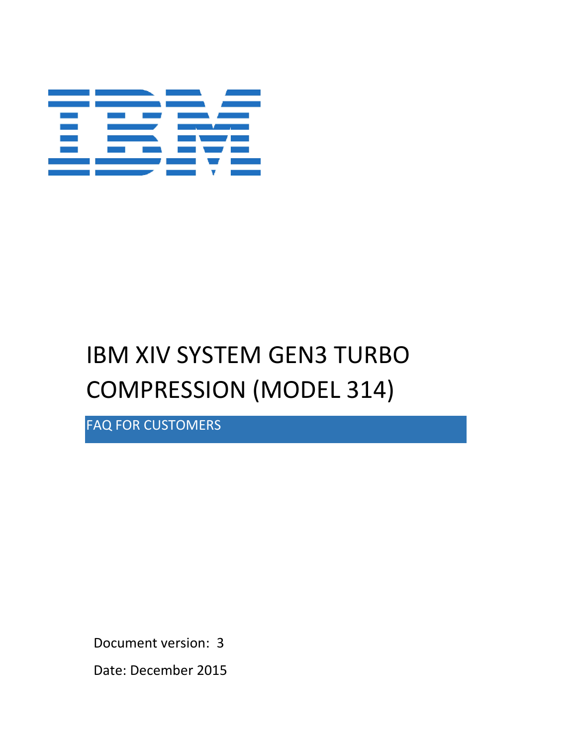# IBM XIV SYSTEM GEN3 TURBO COMPRESSION (MODEL 314)

## FAQ FOR CUSTOMERS

Document version: 3

Date: December 2015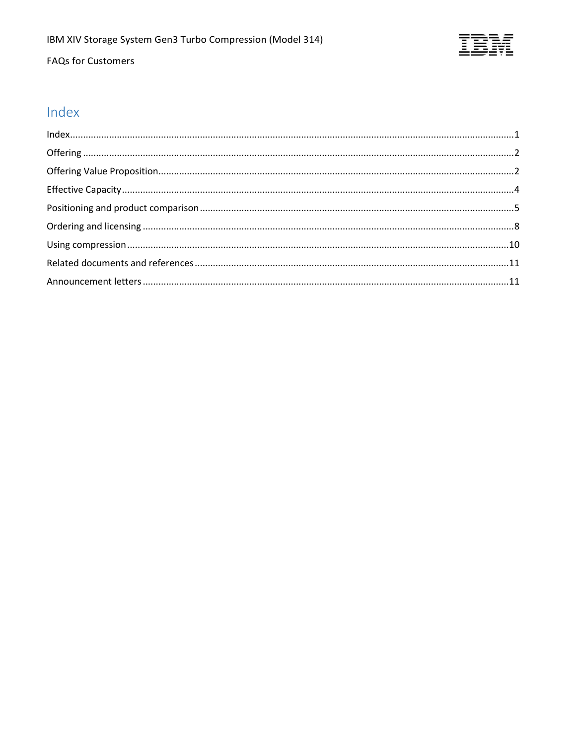## Index

Index.....1

Offering.....2

Offering Value Proposition.....2

Effective Capacity.....4

Positioning and product comparison.....5

Ordering and licensing.....8

Using compression.....10

Related documents and references.....11

Announcement letters.....11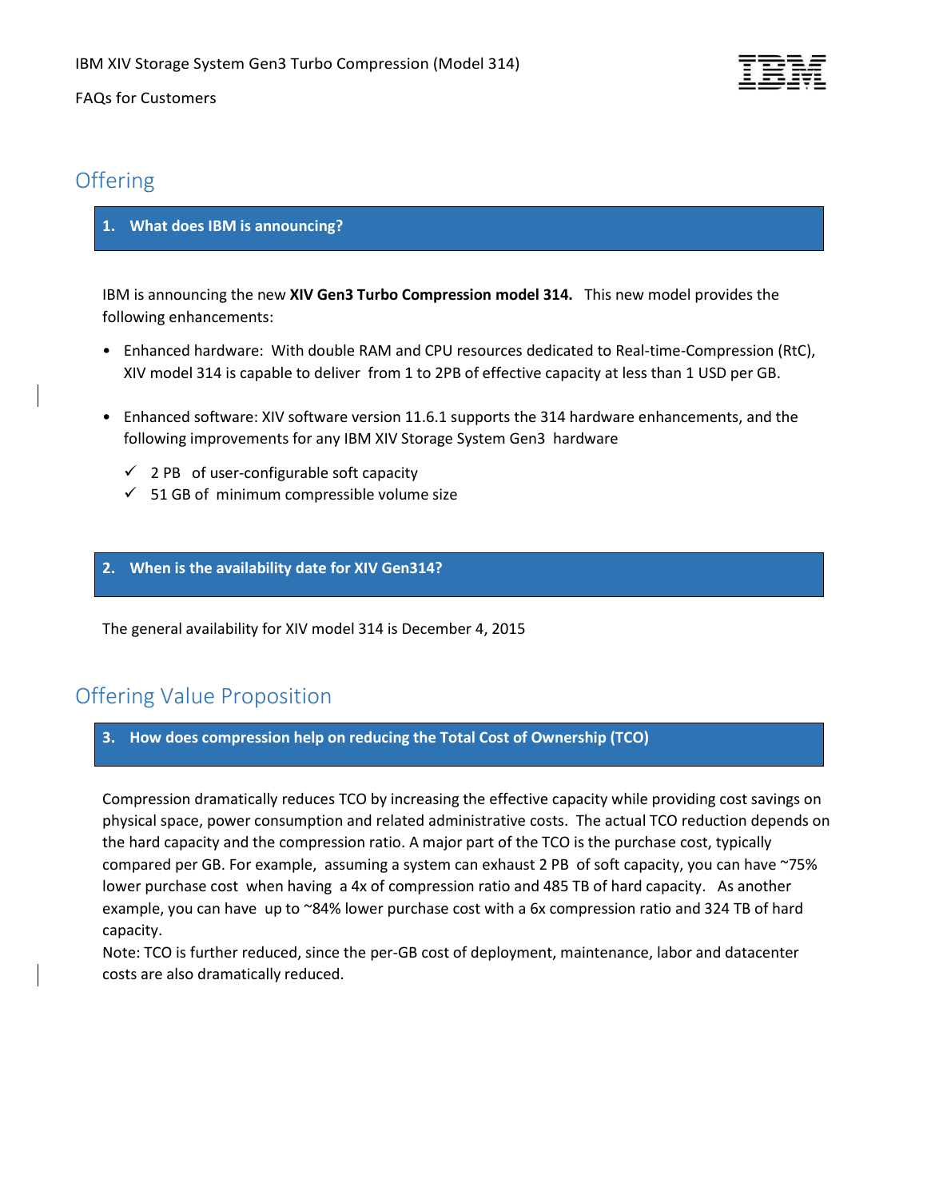# Offering

### 1. What does IBM is announcing?

IBM is announcing the new **XIV Gen3 Turbo Compression model 314.** This new model provides the following enhancements:

- Enhanced hardware: With double RAM and CPU resources dedicated to Real-time-Compression (RtC), XIV model 314 is capable to deliver from 1 to 2PB of effective capacity at less than 1 USD per GB.

- Enhanced software: XIV software version 11.6.1 supports the 314 hardware enhancements, and the following improvements for any IBM XIV Storage System Gen3 hardware
  - ✓ 2 PB of user-configurable soft capacity
  - ✓ 51 GB of minimum compressible volume size

### 2. When is the availability date for XIV Gen314?

The general availability for XIV model 314 is December 4, 2015

# Offering Value Proposition

### 3. How does compression help on reducing the Total Cost of Ownership (TCO)

Compression dramatically reduces TCO by increasing the effective capacity while providing cost savings on physical space, power consumption and related administrative costs. The actual TCO reduction depends on the hard capacity and the compression ratio. A major part of the TCO is the purchase cost, typically compared per GB. For example, assuming a system can exhaust 2 PB of soft capacity, you can have ~75% lower purchase cost when having a 4x of compression ratio and 485 TB of hard capacity. As another example, you can have up to ~84% lower purchase cost with a 6x compression ratio and 324 TB of hard capacity.

Note: TCO is further reduced, since the per-GB cost of deployment, maintenance, labor and datacenter costs are also dramatically reduced.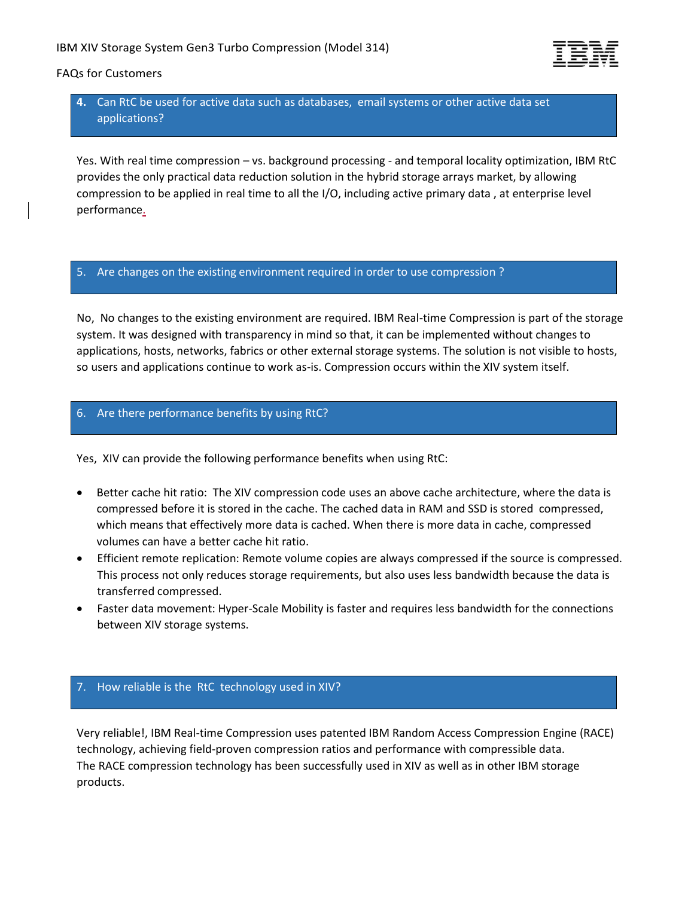### 4. Can RtC be used for active data such as databases, email systems or other active data set applications?

Yes. With real time compression – vs. background processing - and temporal locality optimization, IBM RtC provides the only practical data reduction solution in the hybrid storage arrays market, by allowing compression to be applied in real time to all the I/O, including active primary data , at enterprise level performance.

### 5. Are changes on the existing environment required in order to use compression ?

No, No changes to the existing environment are required. IBM Real-time Compression is part of the storage system. It was designed with transparency in mind so that, it can be implemented without changes to applications, hosts, networks, fabrics or other external storage systems. The solution is not visible to hosts, so users and applications continue to work as-is. Compression occurs within the XIV system itself.

### 6. Are there performance benefits by using RtC?

Yes, XIV can provide the following performance benefits when using RtC:

- Better cache hit ratio: The XIV compression code uses an above cache architecture, where the data is compressed before it is stored in the cache. The cached data in RAM and SSD is stored compressed, which means that effectively more data is cached. When there is more data in cache, compressed volumes can have a better cache hit ratio.
- Efficient remote replication: Remote volume copies are always compressed if the source is compressed. This process not only reduces storage requirements, but also uses less bandwidth because the data is transferred compressed.
- Faster data movement: Hyper-Scale Mobility is faster and requires less bandwidth for the connections between XIV storage systems.

### 7. How reliable is the RtC technology used in XIV?

Very reliable!, IBM Real-time Compression uses patented IBM Random Access Compression Engine (RACE) technology, achieving field-proven compression ratios and performance with compressible data. The RACE compression technology has been successfully used in XIV as well as in other IBM storage products.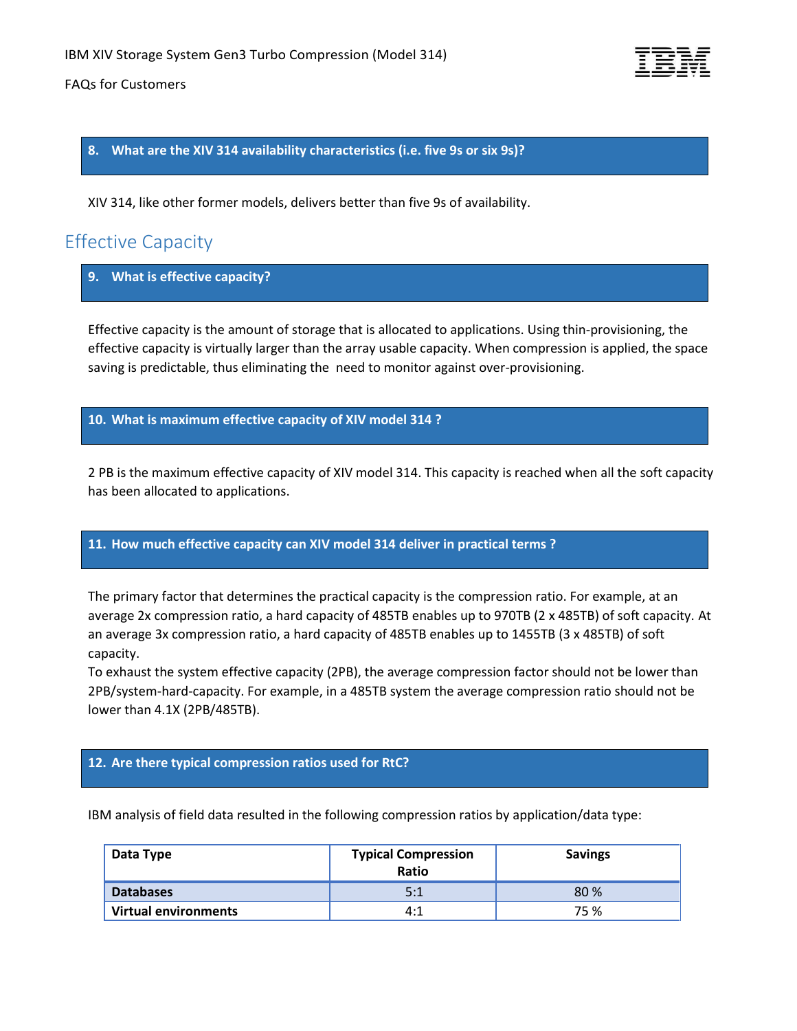### 8. What are the XIV 314 availability characteristics (i.e. five 9s or six 9s)?

XIV 314, like other former models, delivers better than five 9s of availability.

## Effective Capacity

### 9. What is effective capacity?

Effective capacity is the amount of storage that is allocated to applications. Using thin-provisioning, the effective capacity is virtually larger than the array usable capacity. When compression is applied, the space saving is predictable, thus eliminating the need to monitor against over-provisioning.

### 10. What is maximum effective capacity of XIV model 314 ?

2 PB is the maximum effective capacity of XIV model 314. This capacity is reached when all the soft capacity has been allocated to applications.

### 11. How much effective capacity can XIV model 314 deliver in practical terms ?

The primary factor that determines the practical capacity is the compression ratio. For example, at an average 2x compression ratio, a hard capacity of 485TB enables up to 970TB (2 x 485TB) of soft capacity. At an average 3x compression ratio, a hard capacity of 485TB enables up to 1455TB (3 x 485TB) of soft capacity.
To exhaust the system effective capacity (2PB), the average compression factor should not be lower than 2PB/system-hard-capacity. For example, in a 485TB system the average compression ratio should not be lower than 4.1X (2PB/485TB).

### 12. Are there typical compression ratios used for RtC?

IBM analysis of field data resulted in the following compression ratios by application/data type:

| Data Type | Typical Compression Ratio | Savings |
|---|---|---|
| **Databases** | 5:1 | 80 % |
| **Virtual environments** | 4:1 | 75 % |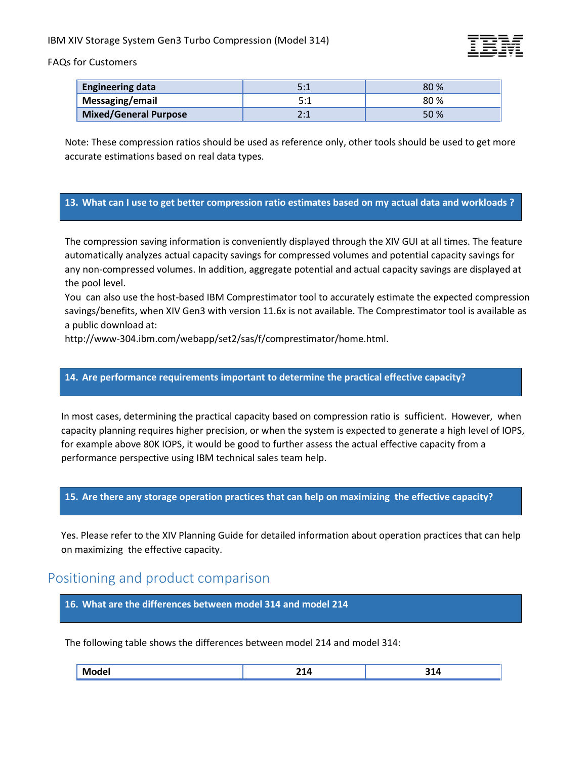| **Engineering data** | 5:1 | 80 % |
|---|---|---|
| **Messaging/email** | 5:1 | 80 % |
| **Mixed/General Purpose** | 2:1 | 50 % |

Note: These compression ratios should be used as reference only, other tools should be used to get more accurate estimations based on real data types.

### 13. What can I use to get better compression ratio estimates based on my actual data and workloads ?

The compression saving information is conveniently displayed through the XIV GUI at all times. The feature automatically analyzes actual capacity savings for compressed volumes and potential capacity savings for any non-compressed volumes. In addition, aggregate potential and actual capacity savings are displayed at the pool level.

You can also use the host-based IBM Comprestimator tool to accurately estimate the expected compression savings/benefits, when XIV Gen3 with version 11.6x is not available. The Comprestimator tool is available as a public download at:

http://www-304.ibm.com/webapp/set2/sas/f/comprestimator/home.html.

### 14. Are performance requirements important to determine the practical effective capacity?

In most cases, determining the practical capacity based on compression ratio is sufficient. However, when capacity planning requires higher precision, or when the system is expected to generate a high level of IOPS, for example above 80K IOPS, it would be good to further assess the actual effective capacity from a performance perspective using IBM technical sales team help.

### 15. Are there any storage operation practices that can help on maximizing the effective capacity?

Yes. Please refer to the XIV Planning Guide for detailed information about operation practices that can help on maximizing the effective capacity.

## Positioning and product comparison

### 16. What are the differences between model 314 and model 214

The following table shows the differences between model 214 and model 314:

| **Model** | **214** | **314** |
|---|---|---|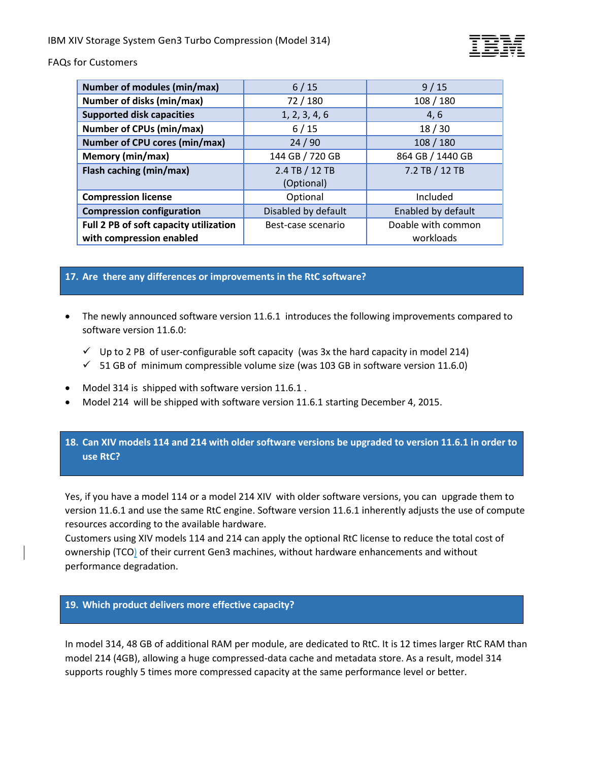| Number of modules (min/max) | 6 / 15 | 9 / 15 |
|---|---|---|
| Number of disks (min/max) | 72 / 180 | 108 / 180 |
| Supported disk capacities | 1, 2, 3, 4, 6 | 4, 6 |
| Number of CPUs (min/max) | 6 / 15 | 18 / 30 |
| Number of CPU cores (min/max) | 24 / 90 | 108 / 180 |
| Memory (min/max) | 144 GB / 720 GB | 864 GB / 1440 GB |
| Flash caching (min/max) | 2.4 TB / 12 TB (Optional) | 7.2 TB / 12 TB |
| Compression license | Optional | Included |
| Compression configuration | Disabled by default | Enabled by default |
| Full 2 PB of soft capacity utilization with compression enabled | Best-case scenario | Doable with common workloads |

## 17. Are there any differences or improvements in the RtC software?

- The newly announced software version 11.6.1 introduces the following improvements compared to software version 11.6.0:
  - ✓ Up to 2 PB of user-configurable soft capacity (was 3x the hard capacity in model 214)
  - ✓ 51 GB of minimum compressible volume size (was 103 GB in software version 11.6.0)
- Model 314 is shipped with software version 11.6.1 .
- Model 214 will be shipped with software version 11.6.1 starting December 4, 2015.

## 18. Can XIV models 114 and 214 with older software versions be upgraded to version 11.6.1 in order to use RtC?

Yes, if you have a model 114 or a model 214 XIV with older software versions, you can upgrade them to version 11.6.1 and use the same RtC engine. Software version 11.6.1 inherently adjusts the use of compute resources according to the available hardware.
Customers using XIV models 114 and 214 can apply the optional RtC license to reduce the total cost of ownership (TCO) of their current Gen3 machines, without hardware enhancements and without performance degradation.

## 19. Which product delivers more effective capacity?

In model 314, 48 GB of additional RAM per module, are dedicated to RtC. It is 12 times larger RtC RAM than model 214 (4GB), allowing a huge compressed-data cache and metadata store. As a result, model 314 supports roughly 5 times more compressed capacity at the same performance level or better.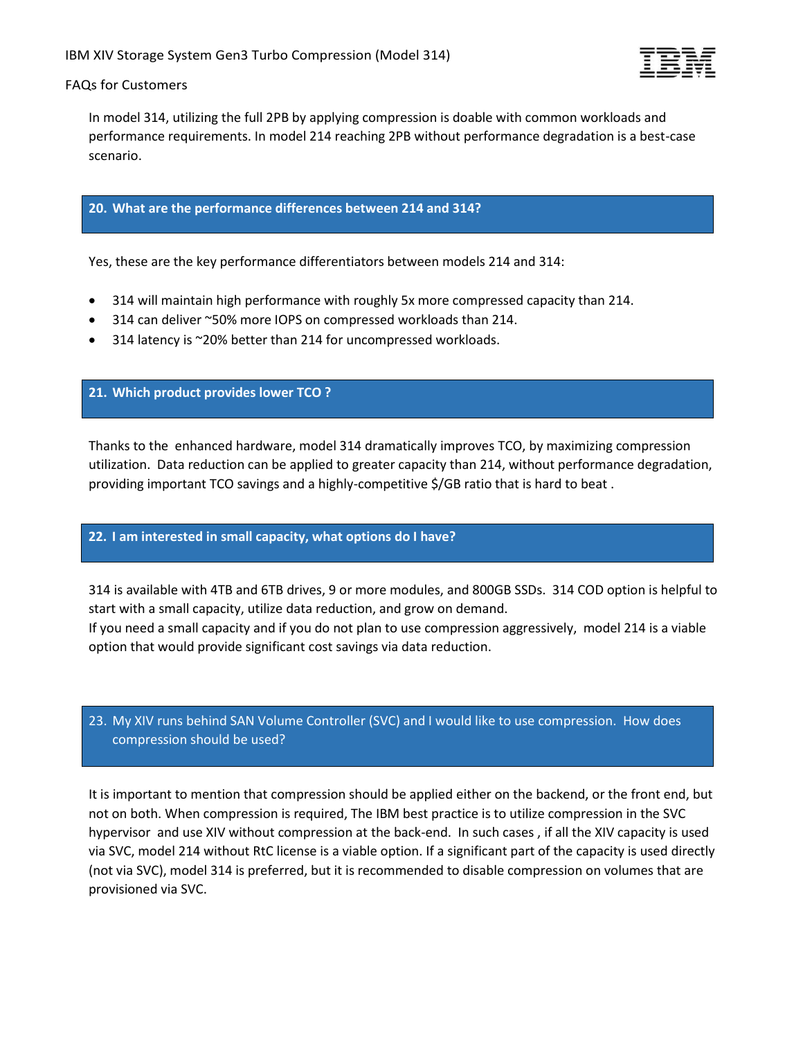In model 314, utilizing the full 2PB by applying compression is doable with common workloads and performance requirements. In model 214 reaching 2PB without performance degradation is a best-case scenario.

## 20. What are the performance differences between 214 and 314?

Yes, these are the key performance differentiators between models 214 and 314:

- 314 will maintain high performance with roughly 5x more compressed capacity than 214.
- 314 can deliver ~50% more IOPS on compressed workloads than 214.
- 314 latency is ~20% better than 214 for uncompressed workloads.

## 21. Which product provides lower TCO ?

Thanks to the enhanced hardware, model 314 dramatically improves TCO, by maximizing compression utilization. Data reduction can be applied to greater capacity than 214, without performance degradation, providing important TCO savings and a highly-competitive $/GB ratio that is hard to beat .

## 22. I am interested in small capacity, what options do I have?

314 is available with 4TB and 6TB drives, 9 or more modules, and 800GB SSDs. 314 COD option is helpful to start with a small capacity, utilize data reduction, and grow on demand.
If you need a small capacity and if you do not plan to use compression aggressively, model 214 is a viable option that would provide significant cost savings via data reduction.

## 23. My XIV runs behind SAN Volume Controller (SVC) and I would like to use compression. How does compression should be used?

It is important to mention that compression should be applied either on the backend, or the front end, but not on both. When compression is required, The IBM best practice is to utilize compression in the SVC hypervisor and use XIV without compression at the back-end. In such cases , if all the XIV capacity is used via SVC, model 214 without RtC license is a viable option. If a significant part of the capacity is used directly (not via SVC), model 314 is preferred, but it is recommended to disable compression on volumes that are provisioned via SVC.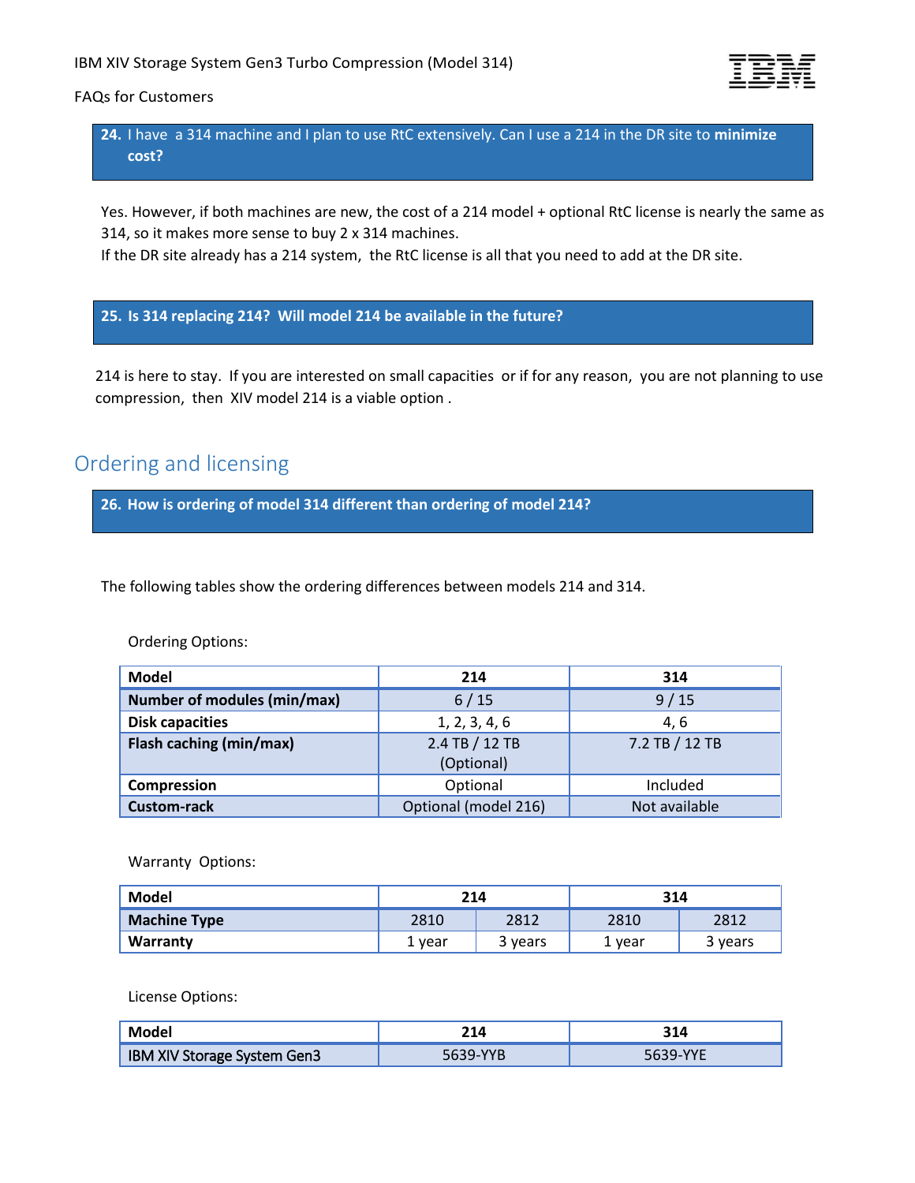**24. I have a 314 machine and I plan to use RtC extensively. Can I use a 214 in the DR site to minimize cost?**

Yes. However, if both machines are new, the cost of a 214 model + optional RtC license is nearly the same as 314, so it makes more sense to buy 2 x 314 machines.
If the DR site already has a 214 system, the RtC license is all that you need to add at the DR site.

**25. Is 314 replacing 214? Will model 214 be available in the future?**

214 is here to stay. If you are interested on small capacities or if for any reason, you are not planning to use compression, then XIV model 214 is a viable option .

## Ordering and licensing

**26. How is ordering of model 314 different than ordering of model 214?**

The following tables show the ordering differences between models 214 and 314.

Ordering Options:

| Model | 214 | 314 |
|---|---|---|
| Number of modules (min/max) | 6 / 15 | 9 / 15 |
| Disk capacities | 1, 2, 3, 4, 6 | 4, 6 |
| Flash caching (min/max) | 2.4 TB / 12 TB (Optional) | 7.2 TB / 12 TB |
| Compression | Optional | Included |
| Custom-rack | Optional (model 216) | Not available |

Warranty Options:

| Model | 214 | | 314 | |
|---|---|---|---|---|
| Machine Type | 2810 | 2812 | 2810 | 2812 |
| Warranty | 1 year | 3 years | 1 year | 3 years |

License Options:

| Model | 214 | 314 |
|---|---|---|
| IBM XIV Storage System Gen3 | 5639-YYB | 5639-YYE |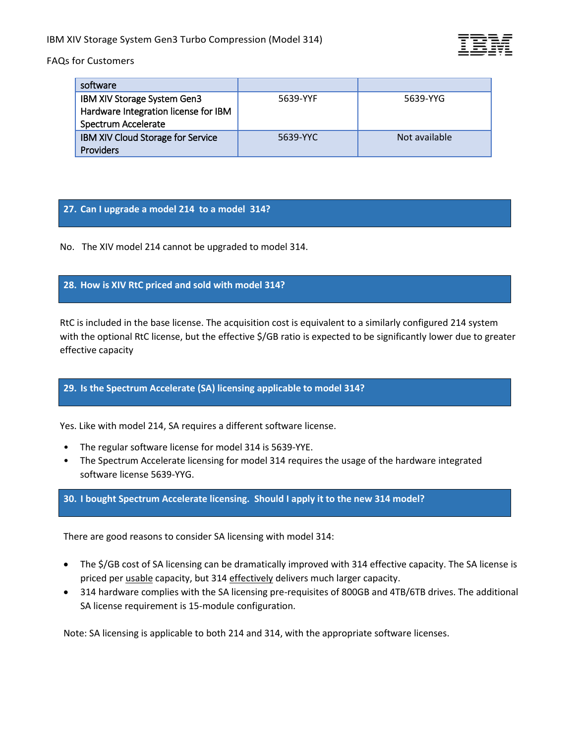| software | | |
|---|---|---|
| IBM XIV Storage System Gen3 Hardware Integration license for IBM Spectrum Accelerate | 5639-YYF | 5639-YYG |
| IBM XIV Cloud Storage for Service Providers | 5639-YYC | Not available |

## 27. Can I upgrade a model 214 to a model 314?

No. The XIV model 214 cannot be upgraded to model 314.

## 28. How is XIV RtC priced and sold with model 314?

RtC is included in the base license. The acquisition cost is equivalent to a similarly configured 214 system with the optional RtC license, but the effective $/GB ratio is expected to be significantly lower due to greater effective capacity

## 29. Is the Spectrum Accelerate (SA) licensing applicable to model 314?

Yes. Like with model 214, SA requires a different software license.

- The regular software license for model 314 is 5639-YYE.
- The Spectrum Accelerate licensing for model 314 requires the usage of the hardware integrated software license 5639-YYG.

## 30. I bought Spectrum Accelerate licensing. Should I apply it to the new 314 model?

There are good reasons to consider SA licensing with model 314:

- The $/GB cost of SA licensing can be dramatically improved with 314 effective capacity. The SA license is priced per <u>usable</u> capacity, but 314 <u>effectively</u> delivers much larger capacity.
- 314 hardware complies with the SA licensing pre-requisites of 800GB and 4TB/6TB drives. The additional SA license requirement is 15-module configuration.

Note: SA licensing is applicable to both 214 and 314, with the appropriate software licenses.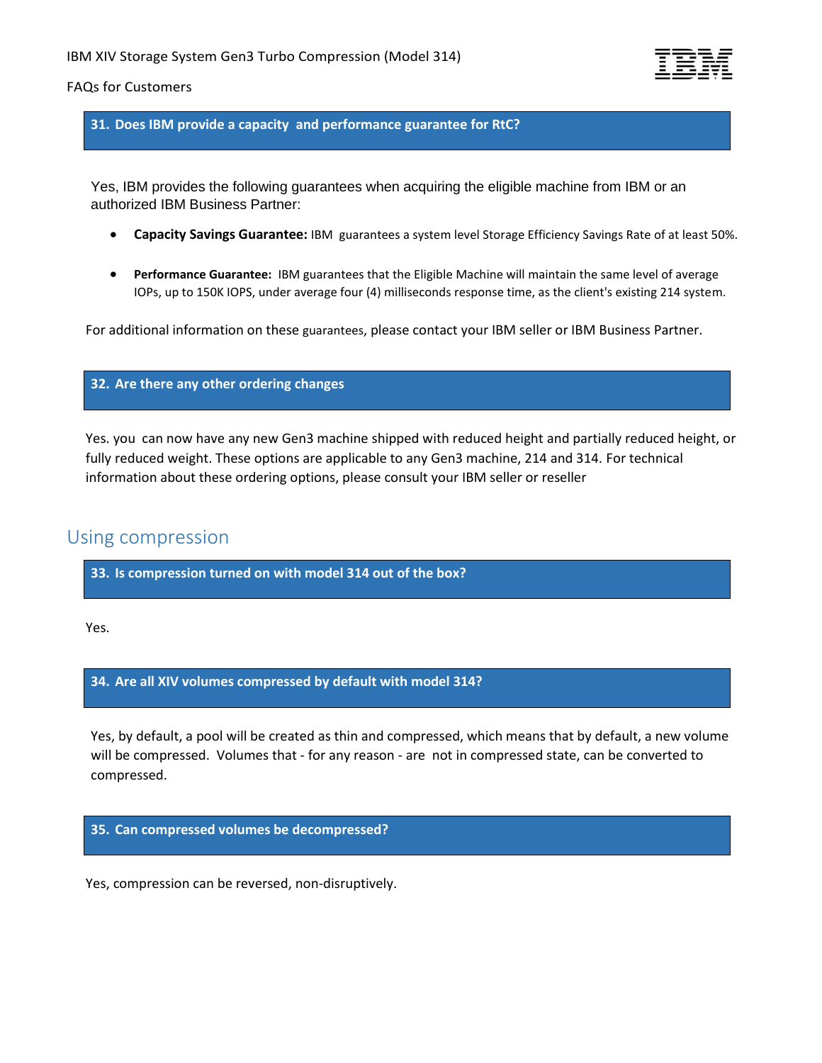### 31. Does IBM provide a capacity and performance guarantee for RtC?

Yes, IBM provides the following guarantees when acquiring the eligible machine from IBM or an authorized IBM Business Partner:

- **Capacity Savings Guarantee:** IBM guarantees a system level Storage Efficiency Savings Rate of at least 50%.
- **Performance Guarantee:** IBM guarantees that the Eligible Machine will maintain the same level of average IOPs, up to 150K IOPS, under average four (4) milliseconds response time, as the client's existing 214 system.

For additional information on these guarantees, please contact your IBM seller or IBM Business Partner.

### 32. Are there any other ordering changes

Yes. you can now have any new Gen3 machine shipped with reduced height and partially reduced height, or fully reduced weight. These options are applicable to any Gen3 machine, 214 and 314. For technical information about these ordering options, please consult your IBM seller or reseller

## Using compression

### 33. Is compression turned on with model 314 out of the box?

Yes.

### 34. Are all XIV volumes compressed by default with model 314?

Yes, by default, a pool will be created as thin and compressed, which means that by default, a new volume will be compressed. Volumes that - for any reason - are not in compressed state, can be converted to compressed.

### 35. Can compressed volumes be decompressed?

Yes, compression can be reversed, non-disruptively.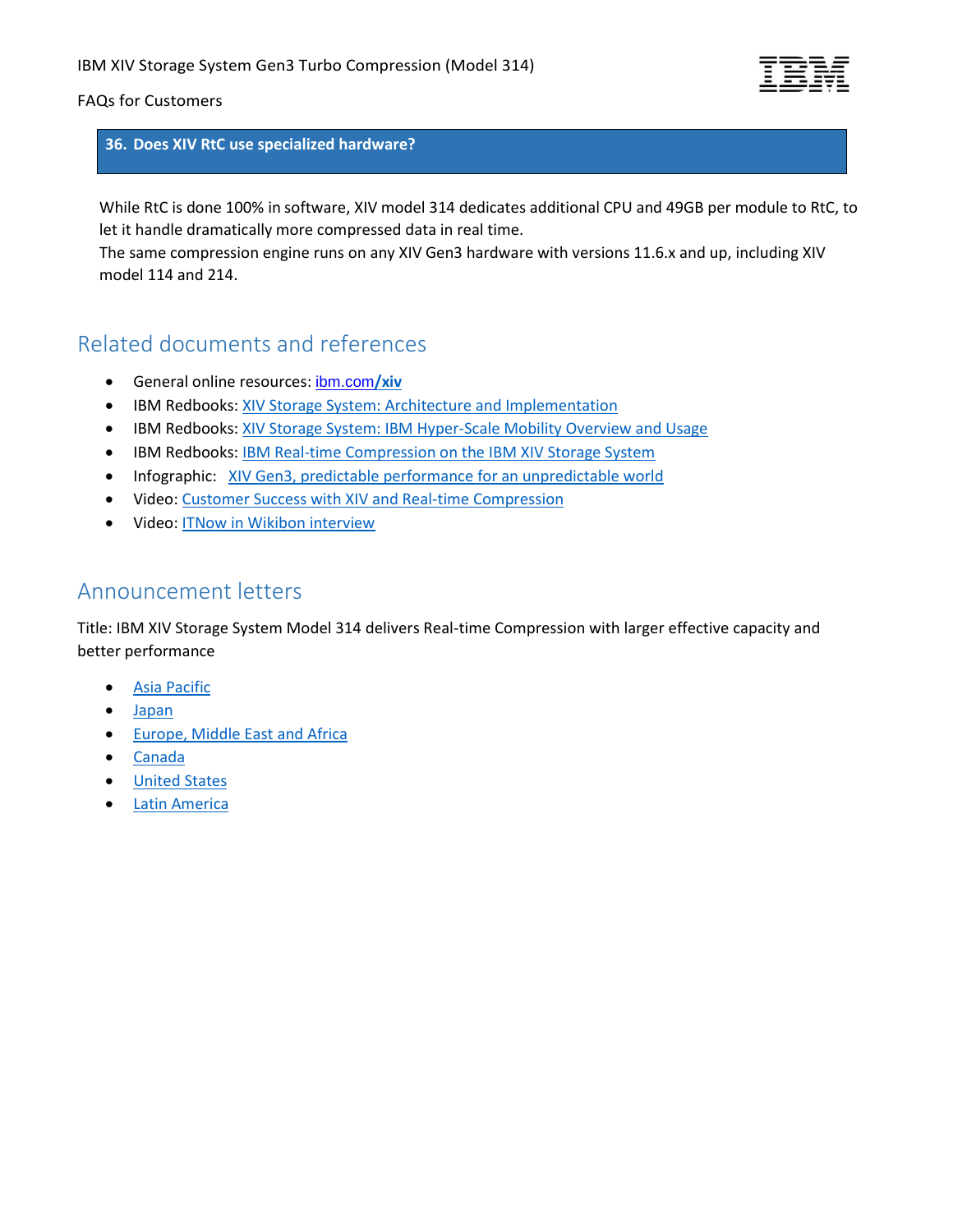### 36. Does XIV RtC use specialized hardware?

While RtC is done 100% in software, XIV model 314 dedicates additional CPU and 49GB per module to RtC, to let it handle dramatically more compressed data in real time.
The same compression engine runs on any XIV Gen3 hardware with versions 11.6.x and up, including XIV model 114 and 214.

## Related documents and references

- General online resources: ibm.com/**xiv**
- IBM Redbooks: XIV Storage System: Architecture and Implementation
- IBM Redbooks: XIV Storage System: IBM Hyper-Scale Mobility Overview and Usage
- IBM Redbooks: IBM Real-time Compression on the IBM XIV Storage System
- Infographic: XIV Gen3, predictable performance for an unpredictable world
- Video: Customer Success with XIV and Real-time Compression
- Video: ITNow in Wikibon interview

## Announcement letters

Title: IBM XIV Storage System Model 314 delivers Real-time Compression with larger effective capacity and better performance

- Asia Pacific
- Japan
- Europe, Middle East and Africa
- Canada
- United States
- Latin America